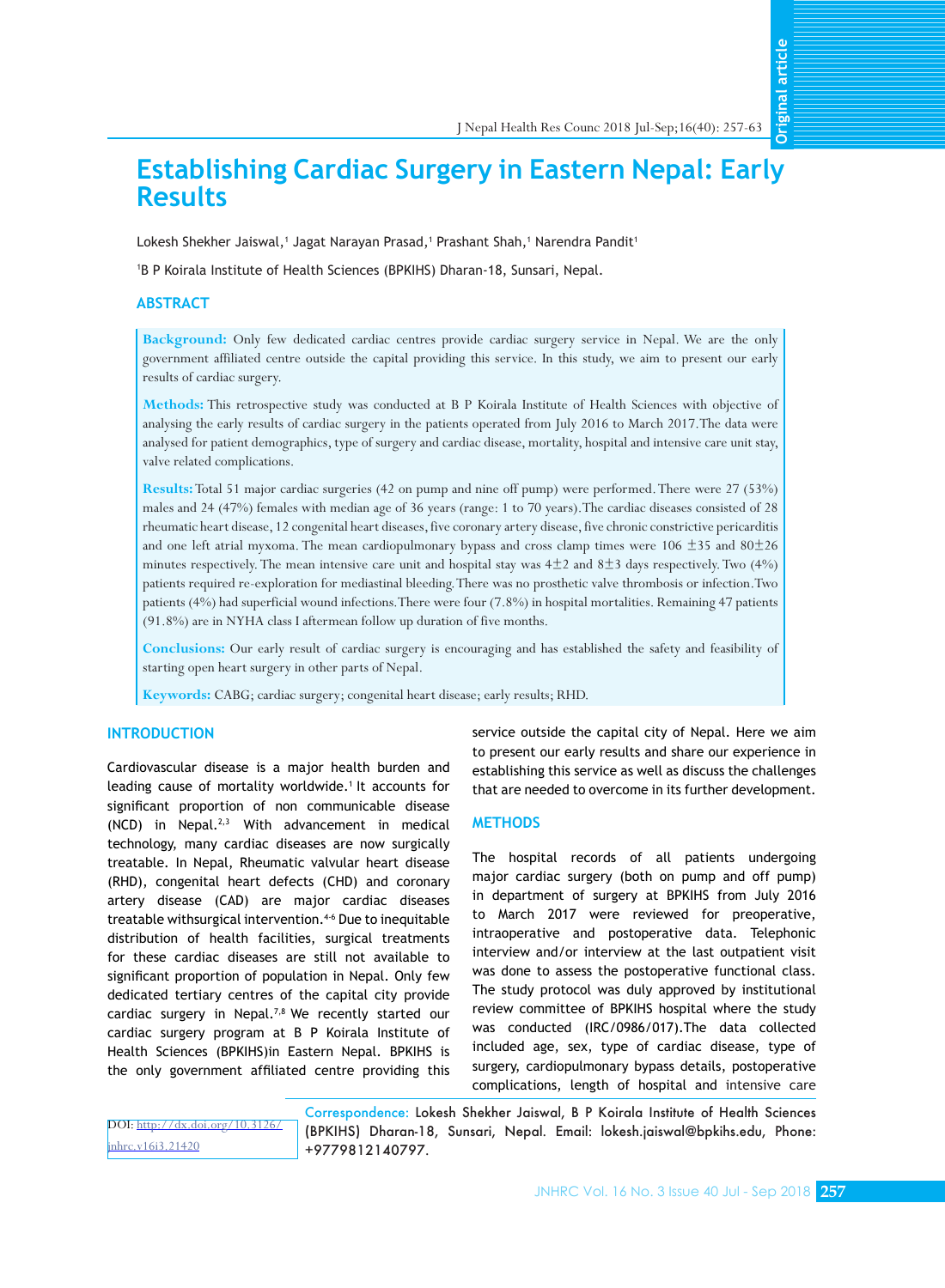# Establishing Cardiac Surgery in Eastern Nepal: Early Results

Lokesh Shekher Jaiswal,[1] Jagat Narayan Prasad,[1] Prashant Shah,[1] Narendra Pandit[1]

[1]B P Koirala Institute of Health Sciences (BPKIHS) Dharan-18, Sunsari, Nepal.

## ABSTRACT

**Background:** Only few dedicated cardiac centres provide cardiac surgery service in Nepal. We are the only government affiliated centre outside the capital providing this service. In this study, we aim to present our early results of cardiac surgery.

**Methods:** This retrospective study was conducted at B P Koirala Institute of Health Sciences with objective of analysing the early results of cardiac surgery in the patients operated from July 2016 to March 2017. The data were analysed for patient demographics, type of surgery and cardiac disease, mortality, hospital and intensive care unit stay, valve related complications.

**Results:** Total 51 major cardiac surgeries (42 on pump and nine off pump) were performed. There were 27 (53%) males and 24 (47%) females with median age of 36 years (range: 1 to 70 years). The cardiac diseases consisted of 28 rheumatic heart disease, 12 congenital heart diseases, five coronary artery disease, five chronic constrictive pericarditis and one left atrial myxoma. The mean cardiopulmonary bypass and cross clamp times were 106 ±35 and 80±26 minutes respectively. The mean intensive care unit and hospital stay was 4±2 and 8±3 days respectively. Two (4%) patients required re-exploration for mediastinal bleeding. There was no prosthetic valve thrombosis or infection. Two patients (4%) had superficial wound infections. There were four (7.8%) in hospital mortalities. Remaining 47 patients (91.8%) are in NYHA class I aftermean follow up duration of five months.

**Conclusions:** Our early result of cardiac surgery is encouraging and has established the safety and feasibility of starting open heart surgery in other parts of Nepal.

**Keywords:** CABG; cardiac surgery; congenital heart disease; early results; RHD.

## INTRODUCTION

Cardiovascular disease is a major health burden and leading cause of mortality worldwide.[1] It accounts for significant proportion of non communicable disease (NCD) in Nepal.[2,3] With advancement in medical technology, many cardiac diseases are now surgically treatable. In Nepal, Rheumatic valvular heart disease (RHD), congenital heart defects (CHD) and coronary artery disease (CAD) are major cardiac diseases treatable withsurgical intervention.[4-6] Due to inequitable distribution of health facilities, surgical treatments for these cardiac diseases are still not available to significant proportion of population in Nepal. Only few dedicated tertiary centres of the capital city provide cardiac surgery in Nepal.[7,8] We recently started our cardiac surgery program at B P Koirala Institute of Health Sciences (BPKIHS)in Eastern Nepal. BPKIHS is the only government affiliated centre providing this service outside the capital city of Nepal. Here we aim to present our early results and share our experience in establishing this service as well as discuss the challenges that are needed to overcome in its further development.

## METHODS

The hospital records of all patients undergoing major cardiac surgery (both on pump and off pump) in department of surgery at BPKIHS from July 2016 to March 2017 were reviewed for preoperative, intraoperative and postoperative data. Telephonic interview and/or interview at the last outpatient visit was done to assess the postoperative functional class. The study protocol was duly approved by institutional review committee of BPKIHS hospital where the study was conducted (IRC/0986/017). The data collected included age, sex, type of cardiac disease, type of surgery, cardiopulmonary bypass details, postoperative complications, length of hospital and intensive care

DOI: http://dx.doi.org/10.31267/jnhrc.v16i3.21420

Correspondence: Lokesh Shekher Jaiswal, B P Koirala Institute of Health Sciences (BPKIHS) Dharan-18, Sunsari, Nepal. Email: lokesh.jaiswal@bpkihs.edu, Phone: +9779812140797.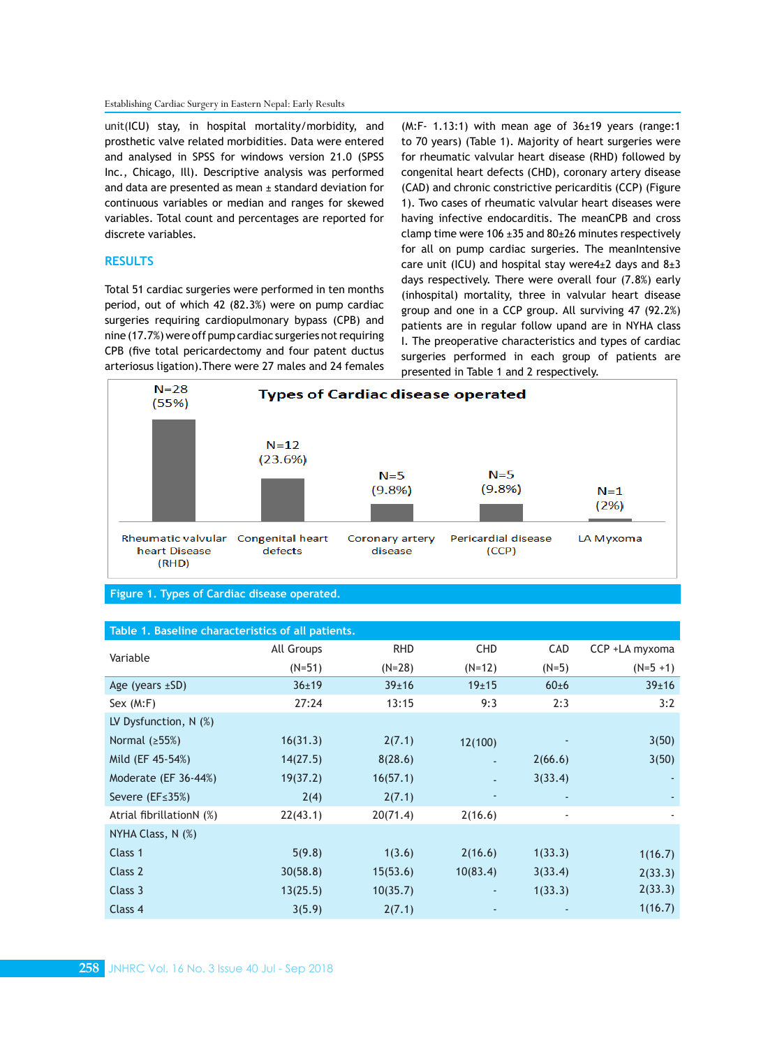unit(ICU) stay, in hospital mortality/morbidity, and prosthetic valve related morbidities. Data were entered and analysed in SPSS for windows version 21.0 (SPSS Inc., Chicago, Ill). Descriptive analysis was performed and data are presented as mean ± standard deviation for continuous variables or median and ranges for skewed variables. Total count and percentages are reported for discrete variables.

## RESULTS

Total 51 cardiac surgeries were performed in ten months period, out of which 42 (82.3%) were on pump cardiac surgeries requiring cardiopulmonary bypass (CPB) and nine (17.7%) were off pump cardiac surgeries not requiring CPB (five total pericardectomy and four patent ductus arteriosus ligation).There were 27 males and 24 females (M:F- 1.13:1) with mean age of 36±19 years (range:1 to 70 years) (Table 1). Majority of heart surgeries were for rheumatic valvular heart disease (RHD) followed by congenital heart defects (CHD), coronary artery disease (CAD) and chronic constrictive pericarditis (CCP) (Figure 1). Two cases of rheumatic valvular heart diseases were having infective endocarditis. The meanCPB and cross clamp time were 106 ±35 and 80±26 minutes respectively for all on pump cardiac surgeries. The meanIntensive care unit (ICU) and hospital stay were4±2 days and 8±3 days respectively. There were overall four (7.8%) early (inhospital) mortality, three in valvular heart disease group and one in a CCP group. All surviving 47 (92.2%) patients are in regular follow upand are in NYHA class I. The preoperative characteristics and types of cardiac surgeries performed in each group of patients are presented in Table 1 and 2 respectively.

**Types of Cardiac disease operated**

| Type | N (%) |
|---|---|
| Rheumatic valvular heart Disease (RHD) | N=28 (55%) |
| Congenital heart defects | N=12 (23.6%) |
| Coronary artery disease | N=5 (9.8%) |
| Pericardial disease (CCP) | N=5 (9.8%) |
| LA Myxoma | N=1 (2%) |

**Figure 1. Types of Cardiac disease operated.**

**Table 1. Baseline characteristics of all patients.**

| Variable | All Groups (N=51) | RHD (N=28) | CHD (N=12) | CAD (N=5) | CCP +LA myxoma (N=5 +1) |
|---|---|---|---|---|---|
| Age (years ±SD) | 36±19 | 39±16 | 19±15 | 60±6 | 39±16 |
| Sex (M:F) | 27:24 | 13:15 | 9:3 | 2:3 | 3:2 |
| LV Dysfunction, N (%) | | | | | |
| Normal (≥55%) | 16(31.3) | 2(7.1) | 12(100) | - | 3(50) |
| Mild (EF 45-54%) | 14(27.5) | 8(28.6) | - | 2(66.6) | 3(50) |
| Moderate (EF 36-44%) | 19(37.2) | 16(57.1) | - | 3(33.4) | - |
| Severe (EF≤35%) | 2(4) | 2(7.1) | - | - | - |
| Atrial fibrillationN (%) | 22(43.1) | 20(71.4) | 2(16.6) | - | - |
| NYHA Class, N (%) | | | | | |
| Class 1 | 5(9.8) | 1(3.6) | 2(16.6) | 1(33.3) | 1(16.7) |
| Class 2 | 30(58.8) | 15(53.6) | 10(83.4) | 3(33.4) | 2(33.3) |
| Class 3 | 13(25.5) | 10(35.7) | - | 1(33.3) | 2(33.3) |
| Class 4 | 3(5.9) | 2(7.1) | - | - | 1(16.7) |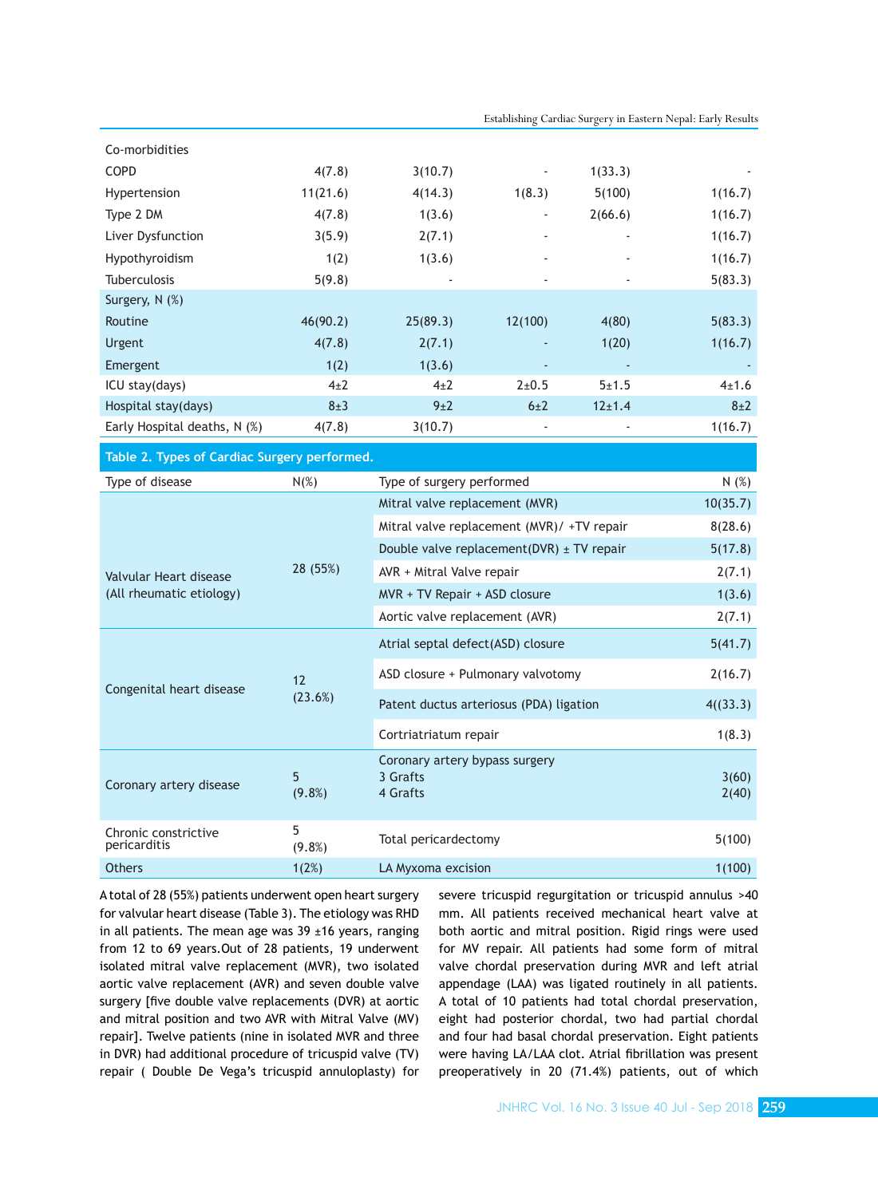| | | | | | |
|---|---|---|---|---|---|
| Co-morbidities | | | | | |
| COPD | 4(7.8) | 3(10.7) | - | 1(33.3) | - |
| Hypertension | 11(21.6) | 4(14.3) | 1(8.3) | 5(100) | 1(16.7) |
| Type 2 DM | 4(7.8) | 1(3.6) | - | 2(66.6) | 1(16.7) |
| Liver Dysfunction | 3(5.9) | 2(7.1) | - | - | 1(16.7) |
| Hypothyroidism | 1(2) | 1(3.6) | - | - | 1(16.7) |
| Tuberculosis | 5(9.8) | - | - | - | 5(83.3) |
| Surgery, N (%) | | | | | |
| Routine | 46(90.2) | 25(89.3) | 12(100) | 4(80) | 5(83.3) |
| Urgent | 4(7.8) | 2(7.1) | - | 1(20) | 1(16.7) |
| Emergent | 1(2) | 1(3.6) | - | - | - |
| ICU stay(days) | 4±2 | 4±2 | 2±0.5 | 5±1.5 | 4±1.6 |
| Hospital stay(days) | 8±3 | 9±2 | 6±2 | 12±1.4 | 8±2 |
| Early Hospital deaths, N (%) | 4(7.8) | 3(10.7) | - | - | 1(16.7) |

**Table 2. Types of Cardiac Surgery performed.**

| Type of disease | N(%) | Type of surgery performed | N (%) |
|---|---|---|---|
| Valvular Heart disease (All rheumatic etiology) | 28 (55%) | Mitral valve replacement (MVR) | 10(35.7) |
| | | Mitral valve replacement (MVR)/ +TV repair | 8(28.6) |
| | | Double valve replacement(DVR) ± TV repair | 5(17.8) |
| | | AVR + Mitral Valve repair | 2(7.1) |
| | | MVR + TV Repair + ASD closure | 1(3.6) |
| | | Aortic valve replacement (AVR) | 2(7.1) |
| Congenital heart disease | 12 (23.6%) | Atrial septal defect(ASD) closure | 5(41.7) |
| | | ASD closure + Pulmonary valvotomy | 2(16.7) |
| | | Patent ductus arteriosus (PDA) ligation | 4((33.3) |
| | | Cortriatriatum repair | 1(8.3) |
| Coronary artery disease | 5 (9.8%) | Coronary artery bypass surgery<br>3 Grafts<br>4 Grafts | <br>3(60)<br>2(40) |
| Chronic constrictive pericarditis | 5 (9.8%) | Total pericardectomy | 5(100) |
| Others | 1(2%) | LA Myxoma excision | 1(100) |

A total of 28 (55%) patients underwent open heart surgery for valvular heart disease (Table 3). The etiology was RHD in all patients. The mean age was 39 ±16 years, ranging from 12 to 69 years.Out of 28 patients, 19 underwent isolated mitral valve replacement (MVR), two isolated aortic valve replacement (AVR) and seven double valve surgery [five double valve replacements (DVR) at aortic and mitral position and two AVR with Mitral Valve (MV) repair]. Twelve patients (nine in isolated MVR and three in DVR) had additional procedure of tricuspid valve (TV) repair ( Double De Vega's tricuspid annuloplasty) for severe tricuspid regurgitation or tricuspid annulus >40 mm. All patients received mechanical heart valve at both aortic and mitral position. Rigid rings were used for MV repair. All patients had some form of mitral valve chordal preservation during MVR and left atrial appendage (LAA) was ligated routinely in all patients. A total of 10 patients had total chordal preservation, eight had posterior chordal, two had partial chordal and four had basal chordal preservation. Eight patients were having LA/LAA clot. Atrial fibrillation was present preoperatively in 20 (71.4%) patients, out of which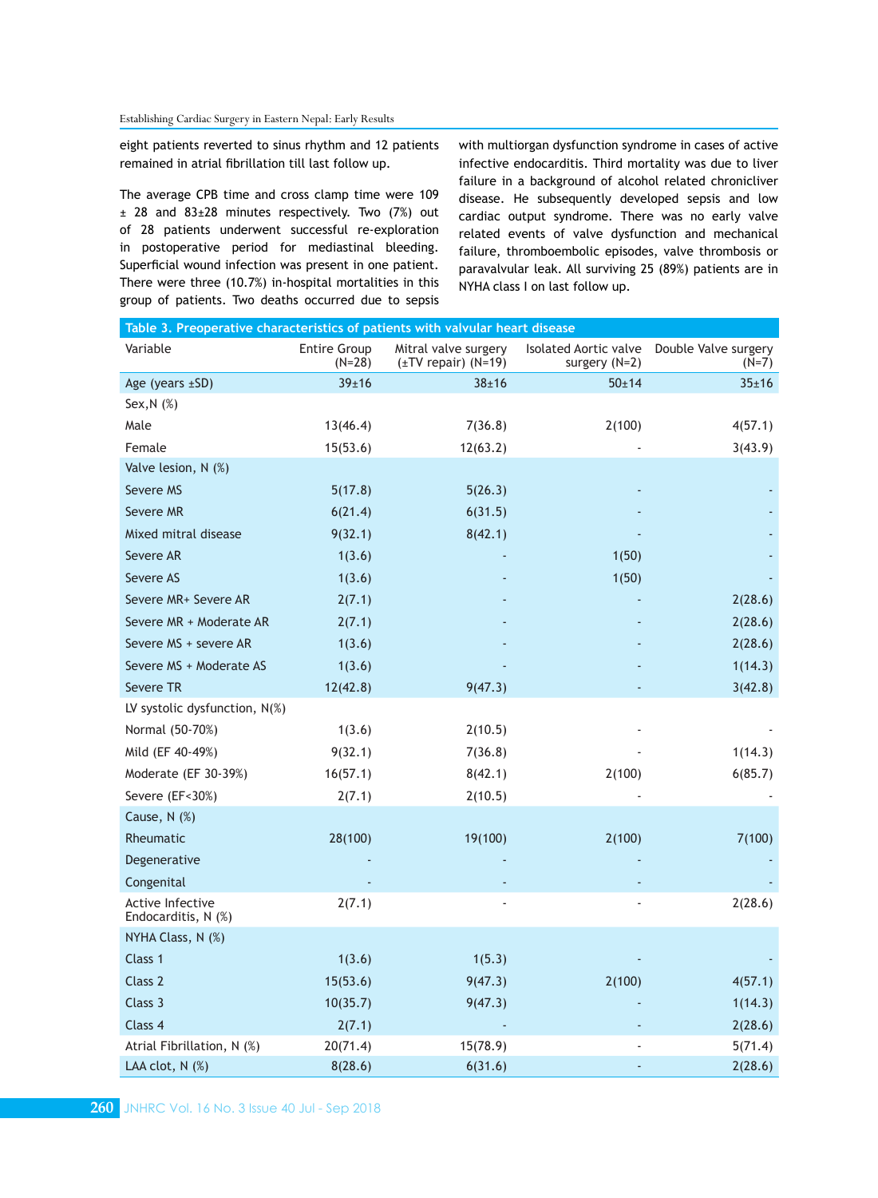eight patients reverted to sinus rhythm and 12 patients remained in atrial fibrillation till last follow up.

The average CPB time and cross clamp time were 109 ± 28 and 83±28 minutes respectively. Two (7%) out of 28 patients underwent successful re-exploration in postoperative period for mediastinal bleeding. Superficial wound infection was present in one patient. There were three (10.7%) in-hospital mortalities in this group of patients. Two deaths occurred due to sepsis with multiorgan dysfunction syndrome in cases of active infective endocarditis. Third mortality was due to liver failure in a background of alcohol related chronicliver disease. He subsequently developed sepsis and low cardiac output syndrome. There was no early valve related events of valve dysfunction and mechanical failure, thromboembolic episodes, valve thrombosis or paravalvular leak. All surviving 25 (89%) patients are in NYHA class I on last follow up.

**Table 3. Preoperative characteristics of patients with valvular heart disease**

| Variable | Entire Group (N=28) | Mitral valve surgery (±TV repair) (N=19) | Isolated Aortic valve surgery (N=2) | Double Valve surgery (N=7) |
|---|---|---|---|---|
| Age (years ±SD) | 39±16 | 38±16 | 50±14 | 35±16 |
| Sex,N (%) | | | | |
| Male | 13(46.4) | 7(36.8) | 2(100) | 4(57.1) |
| Female | 15(53.6) | 12(63.2) | - | 3(43.9) |
| Valve lesion, N (%) | | | | |
| Severe MS | 5(17.8) | 5(26.3) | - | - |
| Severe MR | 6(21.4) | 6(31.5) | - | - |
| Mixed mitral disease | 9(32.1) | 8(42.1) | - | - |
| Severe AR | 1(3.6) | - | 1(50) | - |
| Severe AS | 1(3.6) | - | 1(50) | - |
| Severe MR+ Severe AR | 2(7.1) | - | - | 2(28.6) |
| Severe MR + Moderate AR | 2(7.1) | - | - | 2(28.6) |
| Severe MS + severe AR | 1(3.6) | - | - | 2(28.6) |
| Severe MS + Moderate AS | 1(3.6) | - | - | 1(14.3) |
| Severe TR | 12(42.8) | 9(47.3) | - | 3(42.8) |
| LV systolic dysfunction, N(%) | | | | |
| Normal (50-70%) | 1(3.6) | 2(10.5) | - | - |
| Mild (EF 40-49%) | 9(32.1) | 7(36.8) | - | 1(14.3) |
| Moderate (EF 30-39%) | 16(57.1) | 8(42.1) | 2(100) | 6(85.7) |
| Severe (EF<30%) | 2(7.1) | 2(10.5) | - | - |
| Cause, N (%) | | | | |
| Rheumatic | 28(100) | 19(100) | 2(100) | 7(100) |
| Degenerative | - | - | - | - |
| Congenital | - | - | - | - |
| Active Infective Endocarditis, N (%) | 2(7.1) | - | - | 2(28.6) |
| NYHA Class, N (%) | | | | |
| Class 1 | 1(3.6) | 1(5.3) | - | - |
| Class 2 | 15(53.6) | 9(47.3) | 2(100) | 4(57.1) |
| Class 3 | 10(35.7) | 9(47.3) | - | 1(14.3) |
| Class 4 | 2(7.1) | - | - | 2(28.6) |
| Atrial Fibrillation, N (%) | 20(71.4) | 15(78.9) | - | 5(71.4) |
| LAA clot, N (%) | 8(28.6) | 6(31.6) | - | 2(28.6) |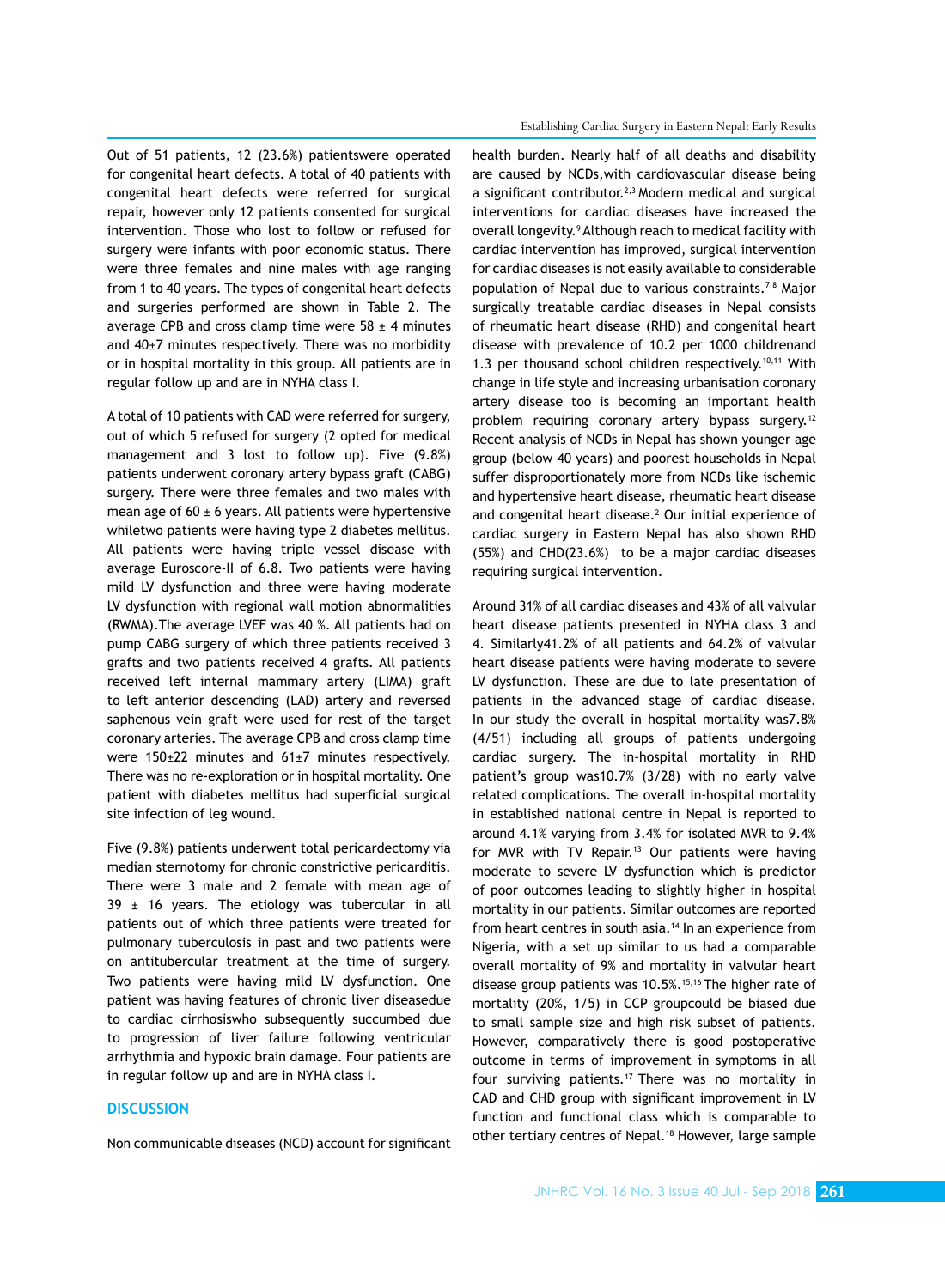Out of 51 patients, 12 (23.6%) patientswere operated for congenital heart defects. A total of 40 patients with congenital heart defects were referred for surgical repair, however only 12 patients consented for surgical intervention. Those who lost to follow or refused for surgery were infants with poor economic status. There were three females and nine males with age ranging from 1 to 40 years. The types of congenital heart defects and surgeries performed are shown in Table 2. The average CPB and cross clamp time were 58 ± 4 minutes and 40±7 minutes respectively. There was no morbidity or in hospital mortality in this group. All patients are in regular follow up and are in NYHA class I.

A total of 10 patients with CAD were referred for surgery, out of which 5 refused for surgery (2 opted for medical management and 3 lost to follow up). Five (9.8%) patients underwent coronary artery bypass graft (CABG) surgery. There were three females and two males with mean age of 60 ± 6 years. All patients were hypertensive whiletwo patients were having type 2 diabetes mellitus. All patients were having triple vessel disease with average Euroscore-II of 6.8. Two patients were having mild LV dysfunction and three were having moderate LV dysfunction with regional wall motion abnormalities (RWMA).The average LVEF was 40 %. All patients had on pump CABG surgery of which three patients received 3 grafts and two patients received 4 grafts. All patients received left internal mammary artery (LIMA) graft to left anterior descending (LAD) artery and reversed saphenous vein graft were used for rest of the target coronary arteries. The average CPB and cross clamp time were 150±22 minutes and 61±7 minutes respectively. There was no re-exploration or in hospital mortality. One patient with diabetes mellitus had superficial surgical site infection of leg wound.

Five (9.8%) patients underwent total pericardectomy via median sternotomy for chronic constrictive pericarditis. There were 3 male and 2 female with mean age of 39 ± 16 years. The etiology was tubercular in all patients out of which three patients were treated for pulmonary tuberculosis in past and two patients were on antitubercular treatment at the time of surgery. Two patients were having mild LV dysfunction. One patient was having features of chronic liver diseasedue to cardiac cirrhosiswho subsequently succumbed due to progression of liver failure following ventricular arrhythmia and hypoxic brain damage. Four patients are in regular follow up and are in NYHA class I.

## DISCUSSION

Non communicable diseases (NCD) account for significant health burden. Nearly half of all deaths and disability are caused by NCDs,with cardiovascular disease being a significant contributor.[2,3] Modern medical and surgical interventions for cardiac diseases have increased the overall longevity.[9] Although reach to medical facility with cardiac intervention has improved, surgical intervention for cardiac diseases is not easily available to considerable population of Nepal due to various constraints.[7,8] Major surgically treatable cardiac diseases in Nepal consists of rheumatic heart disease (RHD) and congenital heart disease with prevalence of 10.2 per 1000 childrenand 1.3 per thousand school children respectively.[10,11] With change in life style and increasing urbanisation coronary artery disease too is becoming an important health problem requiring coronary artery bypass surgery.[12] Recent analysis of NCDs in Nepal has shown younger age group (below 40 years) and poorest households in Nepal suffer disproportionately more from NCDs like ischemic and hypertensive heart disease, rheumatic heart disease and congenital heart disease.[2] Our initial experience of cardiac surgery in Eastern Nepal has also shown RHD (55%) and CHD(23.6%) to be a major cardiac diseases requiring surgical intervention.

Around 31% of all cardiac diseases and 43% of all valvular heart disease patients presented in NYHA class 3 and 4. Similarly41.2% of all patients and 64.2% of valvular heart disease patients were having moderate to severe LV dysfunction. These are due to late presentation of patients in the advanced stage of cardiac disease. In our study the overall in hospital mortality was7.8% (4/51) including all groups of patients undergoing cardiac surgery. The in-hospital mortality in RHD patient's group was10.7% (3/28) with no early valve related complications. The overall in-hospital mortality in established national centre in Nepal is reported to around 4.1% varying from 3.4% for isolated MVR to 9.4% for MVR with TV Repair.[13] Our patients were having moderate to severe LV dysfunction which is predictor of poor outcomes leading to slightly higher in hospital mortality in our patients. Similar outcomes are reported from heart centres in south asia.[14] In an experience from Nigeria, with a set up similar to us had a comparable overall mortality of 9% and mortality in valvular heart disease group patients was 10.5%.[15,16] The higher rate of mortality (20%, 1/5) in CCP groupcould be biased due to small sample size and high risk subset of patients. However, comparatively there is good postoperative outcome in terms of improvement in symptoms in all four surviving patients.[17] There was no mortality in CAD and CHD group with significant improvement in LV function and functional class which is comparable to other tertiary centres of Nepal.[18] However, large sample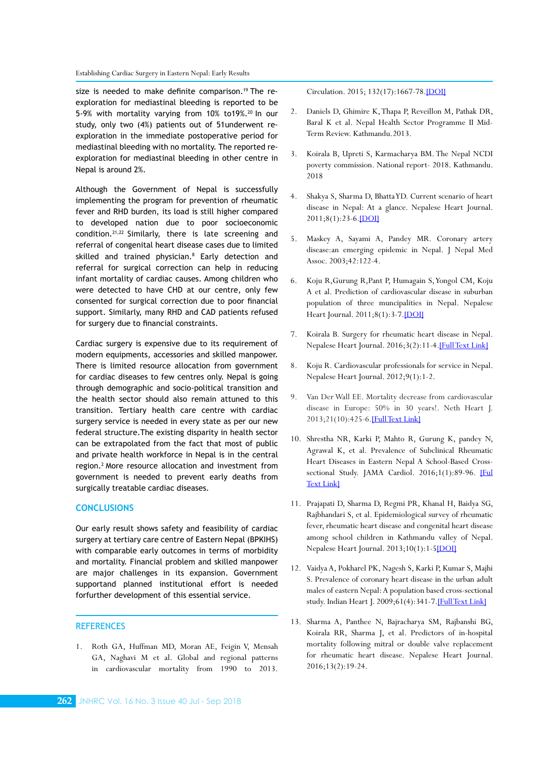size is needed to make definite comparison.[19] The re-exploration for mediastinal bleeding is reported to be 5-9% with mortality varying from 10% to19%.[20] In our study, only two (4%) patients out of 51underwent re-exploration in the immediate postoperative period for mediastinal bleeding with no mortality. The reported re-exploration for mediastinal bleeding in other centre in Nepal is around 2%.

Although the Government of Nepal is successfully implementing the program for prevention of rheumatic fever and RHD burden, its load is still higher compared to developed nation due to poor socioeconomic condition.[21,22] Similarly, there is late screening and referral of congenital heart disease cases due to limited skilled and trained physician.[8] Early detection and referral for surgical correction can help in reducing infant mortality of cardiac causes. Among children who were detected to have CHD at our centre, only few consented for surgical correction due to poor financial support. Similarly, many RHD and CAD patients refused for surgery due to financial constraints.

Cardiac surgery is expensive due to its requirement of modern equipments, accessories and skilled manpower. There is limited resource allocation from government for cardiac diseases to few centres only. Nepal is going through demographic and socio-political transition and the health sector should also remain attuned to this transition. Tertiary health care centre with cardiac surgery service is needed in every state as per our new federal structure.The existing disparity in health sector can be extrapolated from the fact that most of public and private health workforce in Nepal is in the central region.[2] More resource allocation and investment from government is needed to prevent early deaths from surgically treatable cardiac diseases.

## CONCLUSIONS

Our early result shows safety and feasibility of cardiac surgery at tertiary care centre of Eastern Nepal (BPKIHS) with comparable early outcomes in terms of morbidity and mortality. Financial problem and skilled manpower are major challenges in its expansion. Government supportand planned institutional effort is needed forfurther development of this essential service.

## REFERENCES

1. Roth GA, Huffman MD, Moran AE, Feigin V, Mensah GA, Naghavi M et al. Global and regional patterns in cardiovascular mortality from 1990 to 2013. Circulation. 2015; 132(17):1667-78.[DOI]
2. Daniels D, Ghimire K, Thapa P, Reveillon M, Pathak DR, Baral K et al. Nepal Health Sector Programme II Mid-Term Review. Kathmandu.2013.
3. Koirala B, Upreti S, Karmacharya BM. The Nepal NCDI poverty commission. National report- 2018. Kathmandu. 2018
4. Shakya S, Sharma D, Bhatta YD. Current scenario of heart disease in Nepal: At a glance. Nepalese Heart Journal. 2011;8(1):23-6.[DOI]
5. Maskey A, Sayami A, Pandey MR. Coronary artery disease:an emerging epidemic in Nepal. J Nepal Med Assoc. 2003;42:122-4.
6. Koju R,Gurung R,Pant P, Humagain S,Yongol CM, Koju A et al. Prediction of cardiovascular disease in suburban population of three muncipalities in Nepal. Nepalese Heart Journal. 2011;8(1):3-7.[DOI]
7. Koirala B. Surgery for rheumatic heart disease in Nepal. Nepalese Heart Journal. 2016;3(2):11-4.[Full Text Link]
8. Koju R. Cardiovascular professionals for service in Nepal. Nepalese Heart Journal. 2012;9(1):1-2.
9. Van Der Wall EE. Mortality decrease from cardiovascular disease in Europe: 50% in 30 years!. Neth Heart J. 2013;21(10):425-6.[Full Text Link]
10. Shrestha NR, Karki P, Mahto R, Gurung K, pandey N, Agrawal K, et al. Prevalence of Subclinical Rheumatic Heart Diseases in Eastern Nepal A School-Based Cross-sectional Study. JAMA Cardiol. 2016;1(1):89-96. [Ful Text Link]
11. Prajapati D, Sharma D, Regmi PR, Khanal H, Baidya SG, Rajbhandari S, et al. Epidemiological survey of rheumatic fever, rheumatic heart disease and congenital heart disease among school children in Kathmandu valley of Nepal. Nepalese Heart Journal. 2013;10(1):1-5[DOI]
12. Vaidya A, Pokharel PK, Nagesh S, Karki P, Kumar S, Majhi S. Prevalence of coronary heart disease in the urban adult males of eastern Nepal: A population based cross-sectional study. Indian Heart J. 2009;61(4):341-7.[Full Text Link]
13. Sharma A, Panthee N, Bajracharya SM, Rajbanshi BG, Koirala RR, Sharma J, et al. Predictors of in-hospital mortality following mitral or double valve replacement for rheumatic heart disease. Nepalese Heart Journal. 2016;13(2):19-24.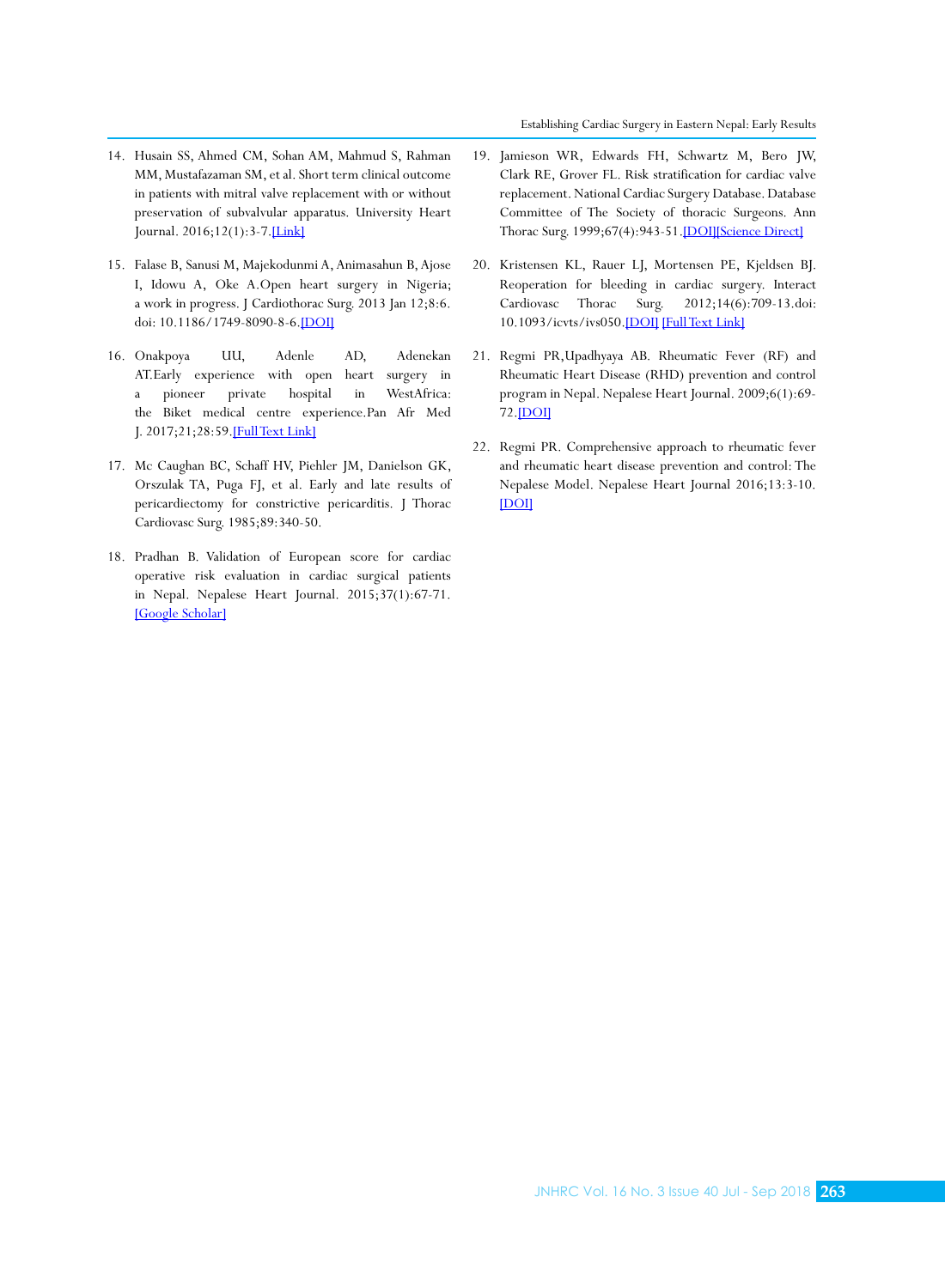14. Husain SS, Ahmed CM, Sohan AM, Mahmud S, Rahman MM, Mustafazaman SM, et al. Short term clinical outcome in patients with mitral valve replacement with or without preservation of subvalvular apparatus. University Heart Journal. 2016;12(1):3-7.[Link]

15. Falase B, Sanusi M, Majekodunmi A, Animasahun B, Ajose I, Idowu A, Oke A.Open heart surgery in Nigeria; a work in progress. J Cardiothorac Surg. 2013 Jan 12;8:6. doi: 10.1186/1749-8090-8-6.[DOI]

16. Onakpoya UU, Adenle AD, Adenekan AT.Early experience with open heart surgery in a pioneer private hospital in WestAfrica: the Biket medical centre experience.Pan Afr Med J. 2017;21;28:59.[Full Text Link]

17. Mc Caughan BC, Schaff HV, Piehler JM, Danielson GK, Orszulak TA, Puga FJ, et al. Early and late results of pericardiectomy for constrictive pericarditis. J Thorac Cardiovasc Surg. 1985;89:340-50.

18. Pradhan B. Validation of European score for cardiac operative risk evaluation in cardiac surgical patients in Nepal. Nepalese Heart Journal. 2015;37(1):67-71. [Google Scholar]

19. Jamieson WR, Edwards FH, Schwartz M, Bero JW, Clark RE, Grover FL. Risk stratification for cardiac valve replacement. National Cardiac Surgery Database. Database Committee of The Society of thoracic Surgeons. Ann Thorac Surg. 1999;67(4):943-51.[DOI][Science Direct]

20. Kristensen KL, Rauer LJ, Mortensen PE, Kjeldsen BJ. Reoperation for bleeding in cardiac surgery. Interact Cardiovasc Thorac Surg. 2012;14(6):709-13.doi: 10.1093/icvts/ivs050.[DOI] [Full Text Link]

21. Regmi PR,Upadhyaya AB. Rheumatic Fever (RF) and Rheumatic Heart Disease (RHD) prevention and control program in Nepal. Nepalese Heart Journal. 2009;6(1):69-72.[DOI]

22. Regmi PR. Comprehensive approach to rheumatic fever and rheumatic heart disease prevention and control: The Nepalese Model. Nepalese Heart Journal 2016;13:3-10. [DOI]